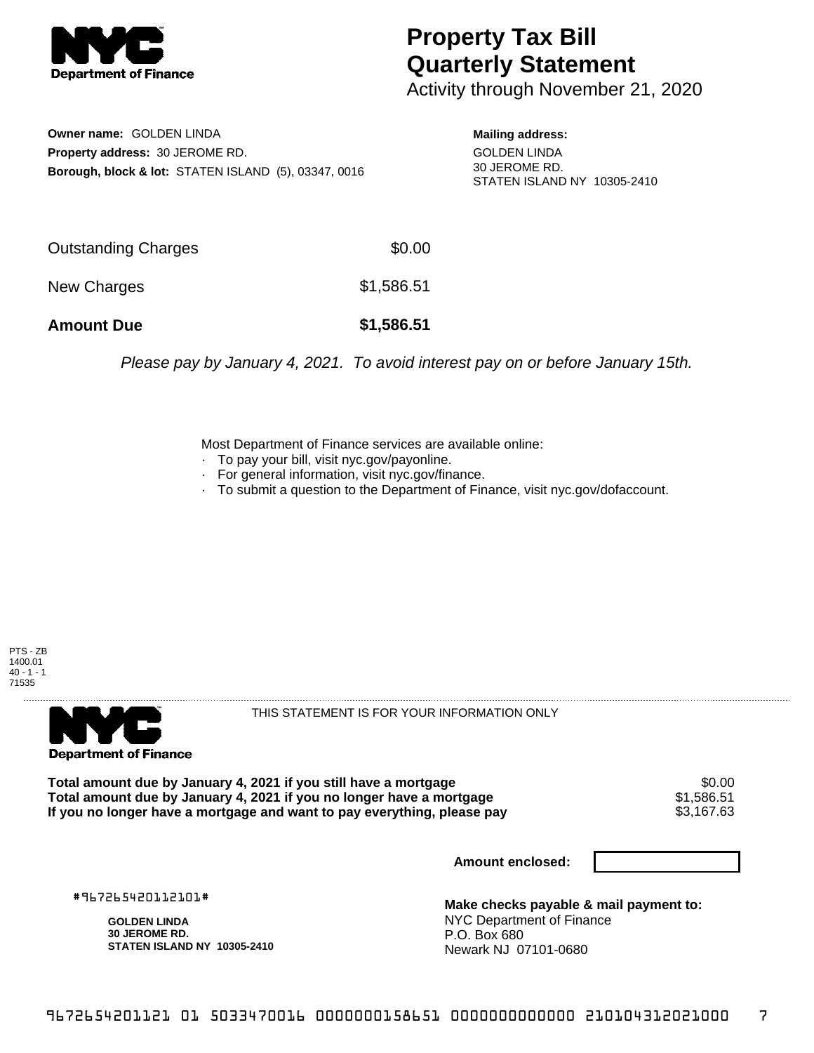# Property Tax Bill Quarterly Statement

Activity through November 21, 2020

**Owner name:** GOLDEN LINDA
**Property address:** 30 JEROME RD.
**Borough, block & lot:** STATEN ISLAND (5), 03347, 0016

**Mailing address:**
GOLDEN LINDA
30 JEROME RD.
STATEN ISLAND NY 10305-2410

| | |
|---|---|
| Outstanding Charges | $0.00 |
| New Charges | $1,586.51 |
| **Amount Due** | **$1,586.51** |

*Please pay by January 4, 2021. To avoid interest pay on or before January 15th.*

Most Department of Finance services are available online:
- To pay your bill, visit nyc.gov/payonline.
- For general information, visit nyc.gov/finance.
- To submit a question to the Department of Finance, visit nyc.gov/dofaccount.

PTS - ZB
1400.01
40 - 1 - 1
71535

THIS STATEMENT IS FOR YOUR INFORMATION ONLY

| | |
|---|---|
| **Total amount due by January 4, 2021 if you still have a mortgage** | $0.00 |
| **Total amount due by January 4, 2021 if you no longer have a mortgage** | $1,586.51 |
| **If you no longer have a mortgage and want to pay everything, please pay** | $3,167.63 |

**Amount enclosed:**

#967265420112101#

**GOLDEN LINDA**
**30 JEROME RD.**
**STATEN ISLAND NY 10305-2410**

**Make checks payable & mail payment to:**
NYC Department of Finance
P.O. Box 680
Newark NJ 07101-0680

9672654201121 01 5033470016 0000000158651 0000000000000 210104312021000 7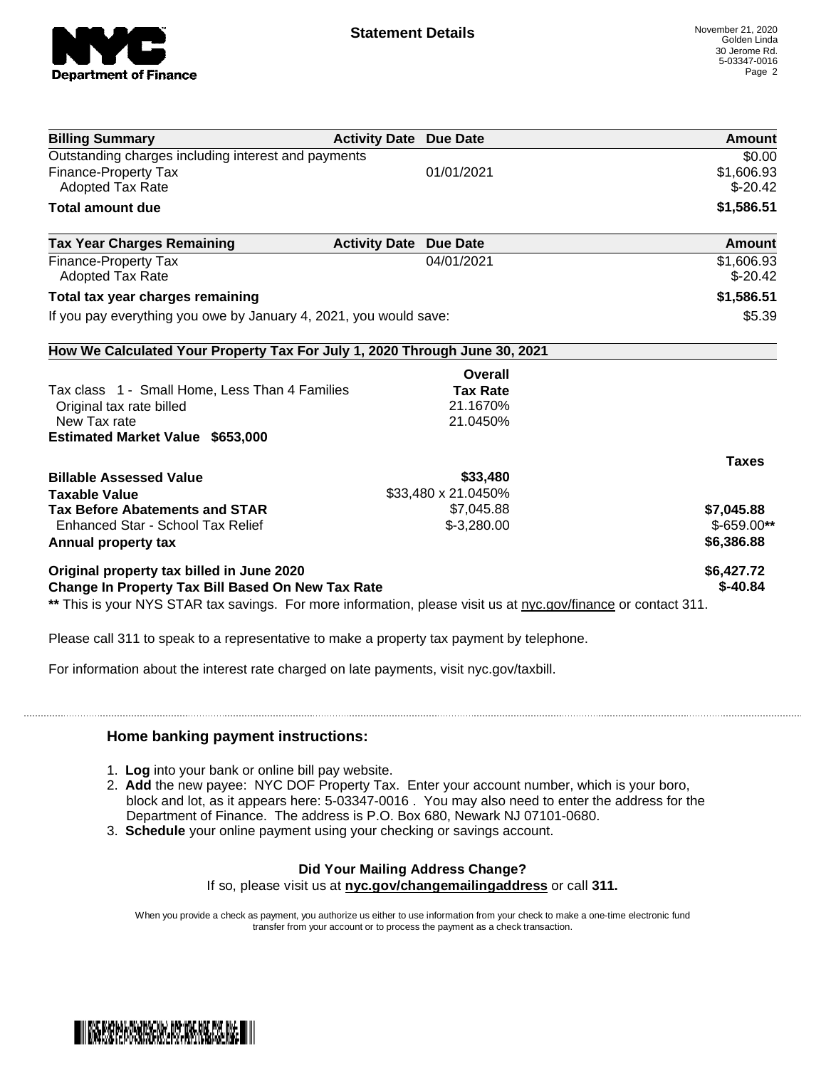**Statement Details**

November 21, 2020
Golden Linda
30 Jerome Rd.
5-03347-0016

| Billing Summary | Activity Date | Due Date | Amount |
|---|---|---|---|
| Outstanding charges including interest and payments | | | $0.00 |
| Finance-Property Tax | | 01/01/2021 | $1,606.93 |
| Adopted Tax Rate | | | $-20.42 |
| **Total amount due** | | | **$1,586.51** |

| Tax Year Charges Remaining | Activity Date | Due Date | Amount |
|---|---|---|---|
| Finance-Property Tax | | 04/01/2021 | $1,606.93 |
| Adopted Tax Rate | | | $-20.42 |
| **Total tax year charges remaining** | | | **$1,586.51** |
| If you pay everything you owe by January 4, 2021, you would save: | | | $5.39 |

**How We Calculated Your Property Tax For July 1, 2020 Through June 30, 2021**

| | Overall Tax Rate | Taxes |
|---|---|---|
| Tax class 1 - Small Home, Less Than 4 Families | | |
| Original tax rate billed | 21.1670% | |
| New Tax rate | 21.0450% | |
| **Estimated Market Value $653,000** | | |
| **Billable Assessed Value** | **$33,480** | |
| **Taxable Value** | $33,480 x 21.0450% | |
| **Tax Before Abatements and STAR** | $7,045.88 | **$7,045.88** |
| Enhanced Star - School Tax Relief | $-3,280.00 | $-659.00** |
| **Annual property tax** | | **$6,386.88** |
| **Original property tax billed in June 2020** | | **$6,427.72** |
| **Change In Property Tax Bill Based On New Tax Rate** | | **$-40.84** |

** This is your NYS STAR tax savings. For more information, please visit us at nyc.gov/finance or contact 311.

Please call 311 to speak to a representative to make a property tax payment by telephone.

For information about the interest rate charged on late payments, visit nyc.gov/taxbill.

### Home banking payment instructions:

1. **Log** into your bank or online bill pay website.
2. **Add** the new payee: NYC DOF Property Tax. Enter your account number, which is your boro, block and lot, as it appears here: 5-03347-0016 . You may also need to enter the address for the Department of Finance. The address is P.O. Box 680, Newark NJ 07101-0680.
3. **Schedule** your online payment using your checking or savings account.

**Did Your Mailing Address Change?**
If so, please visit us at **nyc.gov/changemailingaddress** or call **311.**

When you provide a check as payment, you authorize us either to use information from your check to make a one-time electronic fund transfer from your account or to process the payment as a check transaction.